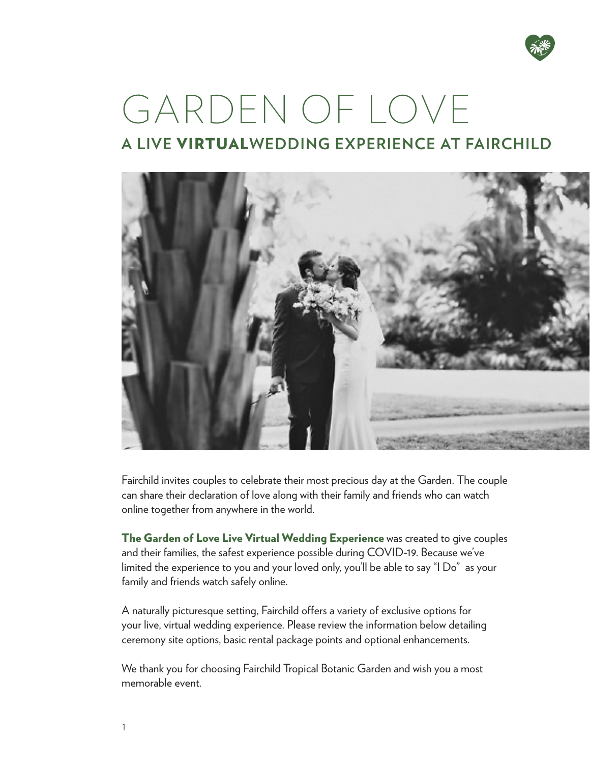# GARDEN OF LOVE

## A LIVE VIRTUALWEDDING EXPERIENCE AT FAIRCHILD

Fairchild invites couples to celebrate their most precious day at the Garden. The couple can share their declaration of love along with their family and friends who can watch online together from anywhere in the world.

**The Garden of Love Live Virtual Wedding Experience** was created to give couples and their families, the safest experience possible during COVID-19. Because we've limited the experience to you and your loved only, you'll be able to say "I Do" as your family and friends watch safely online.

A naturally picturesque setting, Fairchild offers a variety of exclusive options for your live, virtual wedding experience. Please review the information below detailing ceremony site options, basic rental package points and optional enhancements.

We thank you for choosing Fairchild Tropical Botanic Garden and wish you a most memorable event.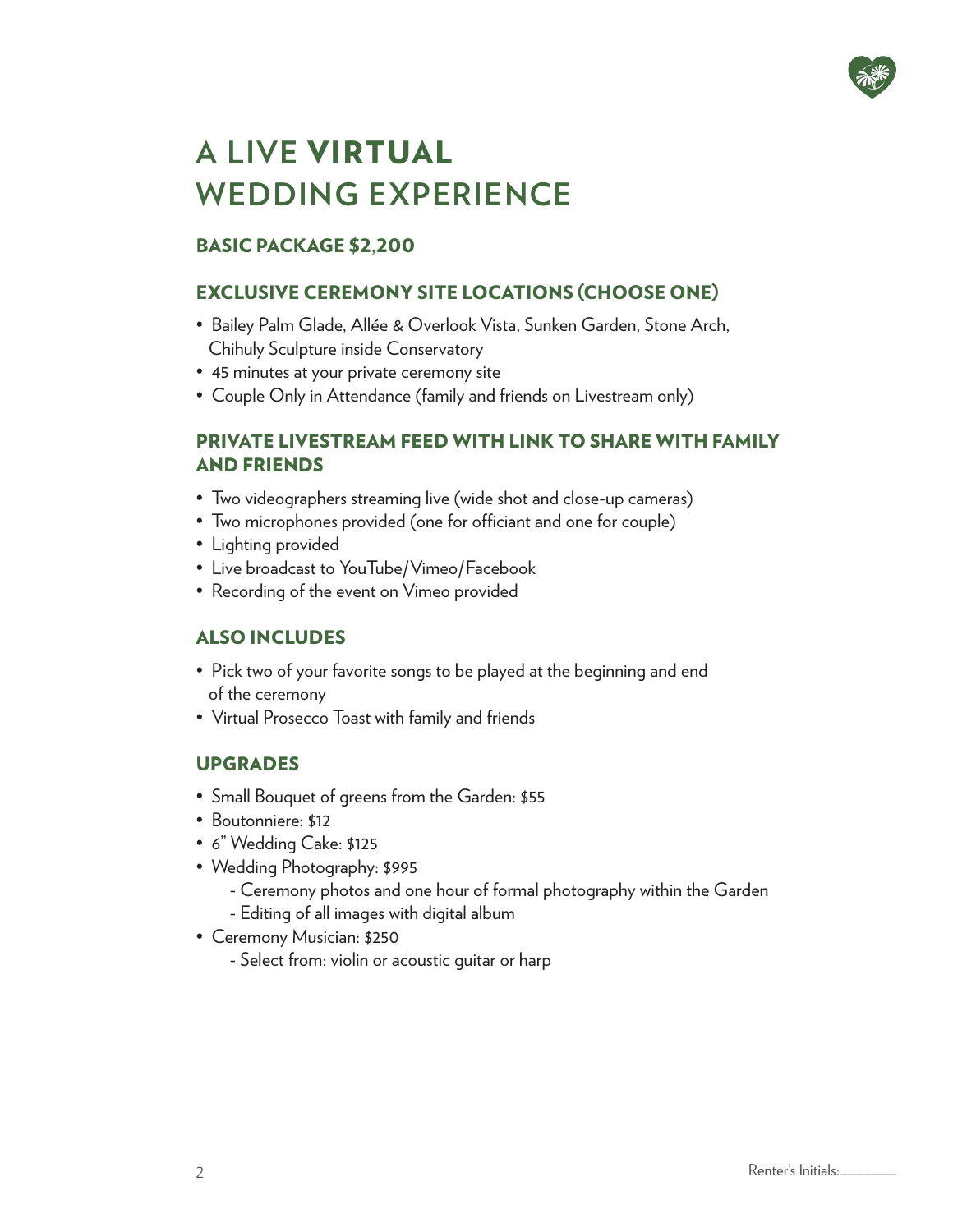# A LIVE VIRTUAL WEDDING EXPERIENCE

## BASIC PACKAGE $2,200

### EXCLUSIVE CEREMONY SITE LOCATIONS (CHOOSE ONE)

- Bailey Palm Glade, Allée & Overlook Vista, Sunken Garden, Stone Arch, Chihuly Sculpture inside Conservatory
- 45 minutes at your private ceremony site
- Couple Only in Attendance (family and friends on Livestream only)

### PRIVATE LIVESTREAM FEED WITH LINK TO SHARE WITH FAMILY AND FRIENDS

- Two videographers streaming live (wide shot and close-up cameras)
- Two microphones provided (one for officiant and one for couple)
- Lighting provided
- Live broadcast to YouTube/Vimeo/Facebook
- Recording of the event on Vimeo provided

### ALSO INCLUDES

- Pick two of your favorite songs to be played at the beginning and end of the ceremony
- Virtual Prosecco Toast with family and friends

### UPGRADES

- Small Bouquet of greens from the Garden: $55
- Boutonniere: $12
- 6" Wedding Cake: $125
- Wedding Photography: $995
  - Ceremony photos and one hour of formal photography within the Garden
  - Editing of all images with digital album
- Ceremony Musician: $250
  - Select from: violin or acoustic guitar or harp

Renter's Initials:________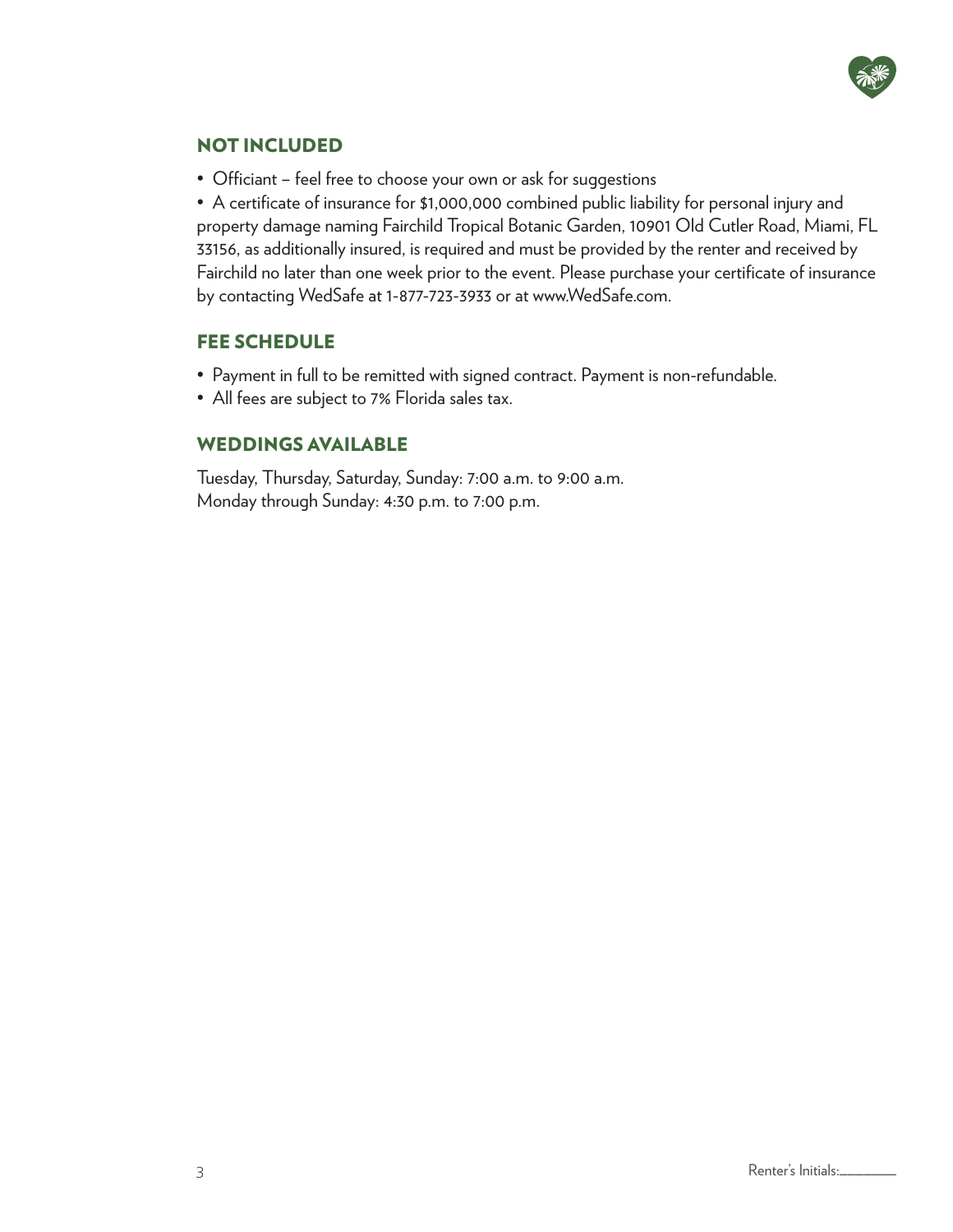## NOT INCLUDED

- Officiant – feel free to choose your own or ask for suggestions
- A certificate of insurance for $1,000,000 combined public liability for personal injury and property damage naming Fairchild Tropical Botanic Garden, 10901 Old Cutler Road, Miami, FL 33156, as additionally insured, is required and must be provided by the renter and received by Fairchild no later than one week prior to the event. Please purchase your certificate of insurance by contacting WedSafe at 1-877-723-3933 or at www.WedSafe.com.

## FEE SCHEDULE

- Payment in full to be remitted with signed contract. Payment is non-refundable.
- All fees are subject to 7% Florida sales tax.

## WEDDINGS AVAILABLE

Tuesday, Thursday, Saturday, Sunday: 7:00 a.m. to 9:00 a.m.
Monday through Sunday: 4:30 p.m. to 7:00 p.m.

Renter's Initials:________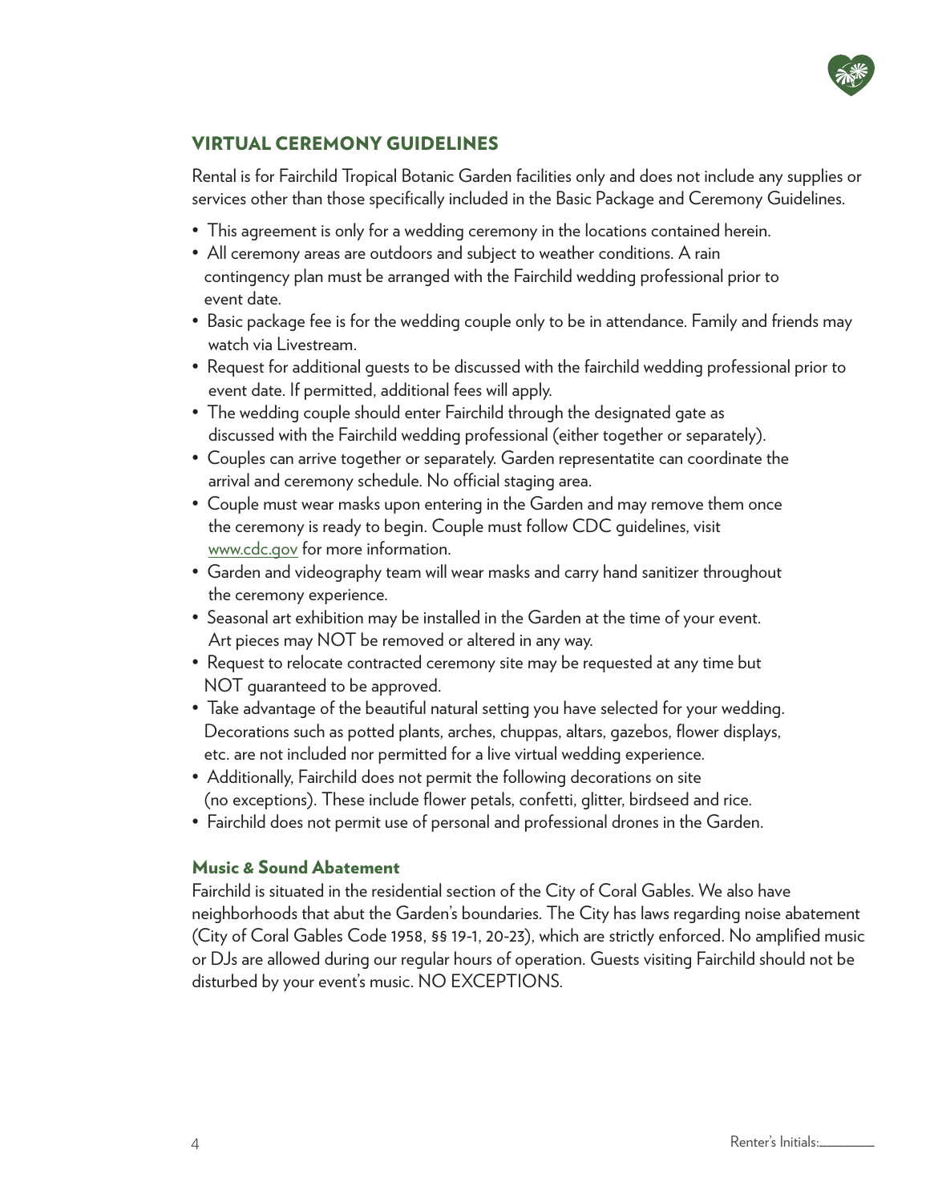## VIRTUAL CEREMONY GUIDELINES

Rental is for Fairchild Tropical Botanic Garden facilities only and does not include any supplies or services other than those specifically included in the Basic Package and Ceremony Guidelines.

- This agreement is only for a wedding ceremony in the locations contained herein.
- All ceremony areas are outdoors and subject to weather conditions. A rain contingency plan must be arranged with the Fairchild wedding professional prior to event date.
- Basic package fee is for the wedding couple only to be in attendance. Family and friends may watch via Livestream.
- Request for additional guests to be discussed with the fairchild wedding professional prior to event date. If permitted, additional fees will apply.
- The wedding couple should enter Fairchild through the designated gate as discussed with the Fairchild wedding professional (either together or separately).
- Couples can arrive together or separately. Garden representatite can coordinate the arrival and ceremony schedule. No official staging area.
- Couple must wear masks upon entering in the Garden and may remove them once the ceremony is ready to begin. Couple must follow CDC guidelines, visit www.cdc.gov for more information.
- Garden and videography team will wear masks and carry hand sanitizer throughout the ceremony experience.
- Seasonal art exhibition may be installed in the Garden at the time of your event. Art pieces may NOT be removed or altered in any way.
- Request to relocate contracted ceremony site may be requested at any time but NOT guaranteed to be approved.
- Take advantage of the beautiful natural setting you have selected for your wedding. Decorations such as potted plants, arches, chuppas, altars, gazebos, flower displays, etc. are not included nor permitted for a live virtual wedding experience.
- Additionally, Fairchild does not permit the following decorations on site (no exceptions). These include flower petals, confetti, glitter, birdseed and rice.
- Fairchild does not permit use of personal and professional drones in the Garden.

### Music & Sound Abatement

Fairchild is situated in the residential section of the City of Coral Gables. We also have neighborhoods that abut the Garden's boundaries. The City has laws regarding noise abatement (City of Coral Gables Code 1958, §§ 19-1, 20-23), which are strictly enforced. No amplified music or DJs are allowed during our regular hours of operation. Guests visiting Fairchild should not be disturbed by your event's music. NO EXCEPTIONS.

Renter's Initials:________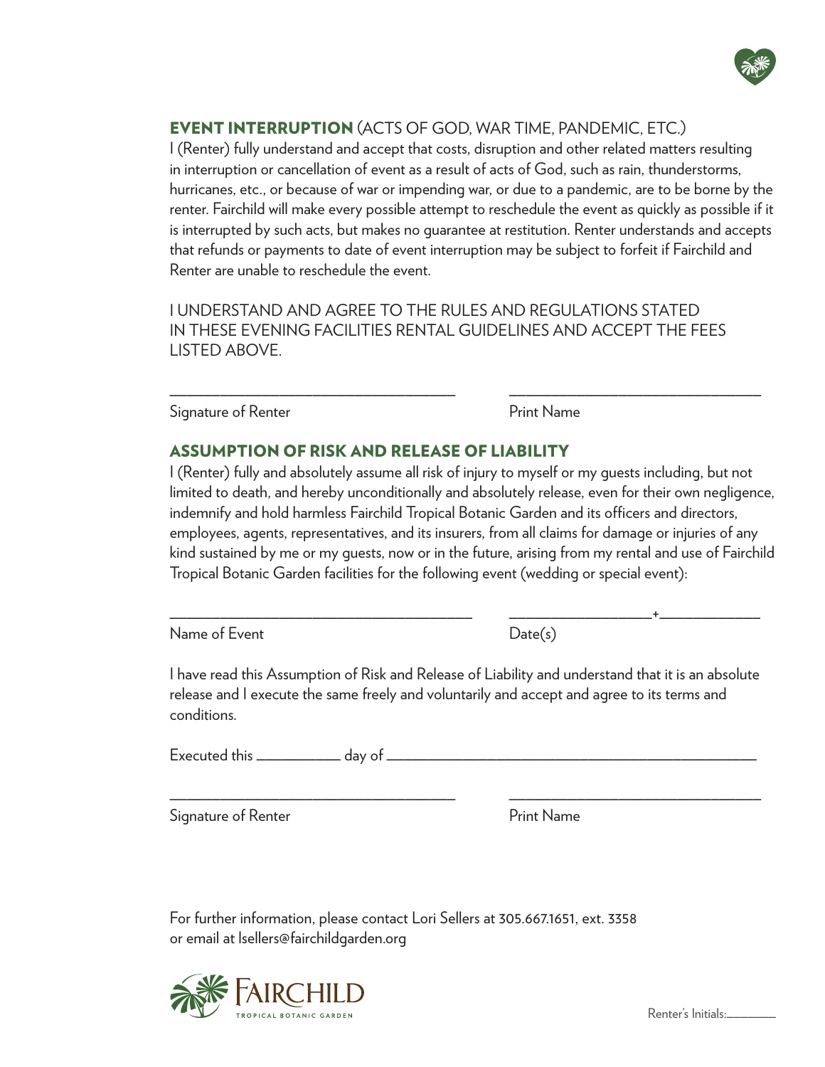## EVENT INTERRUPTION (ACTS OF GOD, WAR TIME, PANDEMIC, ETC.)

I (Renter) fully understand and accept that costs, disruption and other related matters resulting in interruption or cancellation of event as a result of acts of God, such as rain, thunderstorms, hurricanes, etc., or because of war or impending war, or due to a pandemic, are to be borne by the renter. Fairchild will make every possible attempt to reschedule the event as quickly as possible if it is interrupted by such acts, but makes no guarantee at restitution. Renter understands and accepts that refunds or payments to date of event interruption may be subject to forfeit if Fairchild and Renter are unable to reschedule the event.

I UNDERSTAND AND AGREE TO THE RULES AND REGULATIONS STATED IN THESE EVENING FACILITIES RENTAL GUIDELINES AND ACCEPT THE FEES LISTED ABOVE.

\_\_\_\_\_\_\_\_\_\_\_\_\_\_\_\_\_\_\_\_\_\_\_\_\_\_\_\_\_\_\_\_\_\_ \_\_\_\_\_\_\_\_\_\_\_\_\_\_\_\_\_\_\_\_\_\_\_\_\_\_\_\_\_\_

Signature of Renter Print Name

## ASSUMPTION OF RISK AND RELEASE OF LIABILITY

I (Renter) fully and absolutely assume all risk of injury to myself or my guests including, but not limited to death, and hereby unconditionally and absolutely release, even for their own negligence, indemnify and hold harmless Fairchild Tropical Botanic Garden and its officers and directors, employees, agents, representatives, and its insurers, from all claims for damage or injuries of any kind sustained by me or my guests, now or in the future, arising from my rental and use of Fairchild Tropical Botanic Garden facilities for the following event (wedding or special event):

\_\_\_\_\_\_\_\_\_\_\_\_\_\_\_\_\_\_\_\_\_\_\_\_\_\_\_\_\_\_\_\_\_\_\_\_ \_\_\_\_\_\_\_\_\_\_\_\_\_\_\_\_\_+\_\_\_\_\_\_\_\_\_\_\_\_

Name of Event Date(s)

I have read this Assumption of Risk and Release of Liability and understand that it is an absolute release and I execute the same freely and voluntarily and accept and agree to its terms and conditions.

Executed this \_\_\_\_\_\_\_\_\_\_ day of \_\_\_\_\_\_\_\_\_\_\_\_\_\_\_\_\_\_\_\_\_\_\_\_\_\_\_\_\_\_\_\_\_\_\_\_\_\_\_\_\_\_\_\_

\_\_\_\_\_\_\_\_\_\_\_\_\_\_\_\_\_\_\_\_\_\_\_\_\_\_\_\_\_\_\_\_\_\_ \_\_\_\_\_\_\_\_\_\_\_\_\_\_\_\_\_\_\_\_\_\_\_\_\_\_\_\_\_\_

Signature of Renter Print Name

For further information, please contact Lori Sellers at 305.667.1651, ext. 3358 or email at lsellers@fairchildgarden.org

FAIRCHILD TROPICAL BOTANIC GARDEN

Renter's Initials:\_\_\_\_\_\_\_